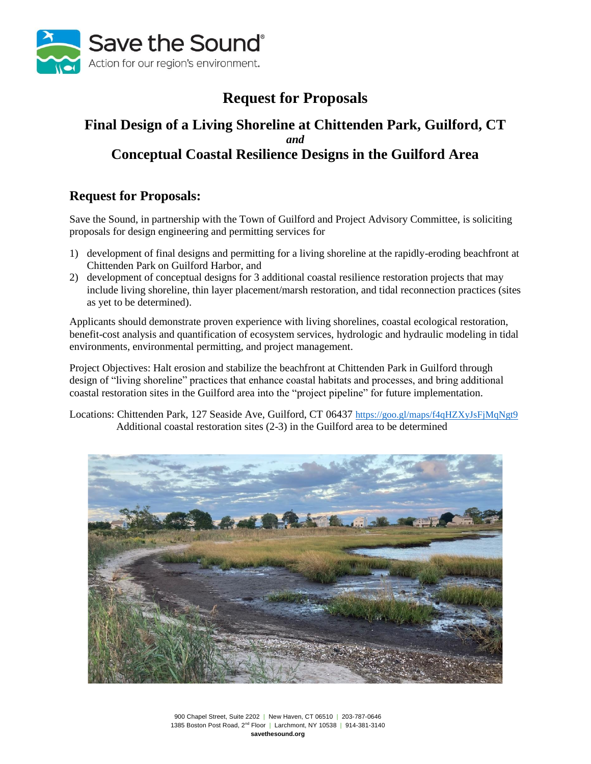# Request for Proposals

## Final Design of a Living Shoreline at Chittenden Park, Guilford, CT
***and***
## Conceptual Coastal Resilience Designs in the Guilford Area

## Request for Proposals:

Save the Sound, in partnership with the Town of Guilford and Project Advisory Committee, is soliciting proposals for design engineering and permitting services for

1) development of final designs and permitting for a living shoreline at the rapidly-eroding beachfront at Chittenden Park on Guilford Harbor, and
2) development of conceptual designs for 3 additional coastal resilience restoration projects that may include living shoreline, thin layer placement/marsh restoration, and tidal reconnection practices (sites as yet to be determined).

Applicants should demonstrate proven experience with living shorelines, coastal ecological restoration, benefit-cost analysis and quantification of ecosystem services, hydrologic and hydraulic modeling in tidal environments, environmental permitting, and project management.

Project Objectives: Halt erosion and stabilize the beachfront at Chittenden Park in Guilford through design of "living shoreline" practices that enhance coastal habitats and processes, and bring additional coastal restoration sites in the Guilford area into the "project pipeline" for future implementation.

Locations: Chittenden Park, 127 Seaside Ave, Guilford, CT 06437 https://goo.gl/maps/f4qHZXyJsFjMqNgt9
Additional coastal restoration sites (2-3) in the Guilford area to be determined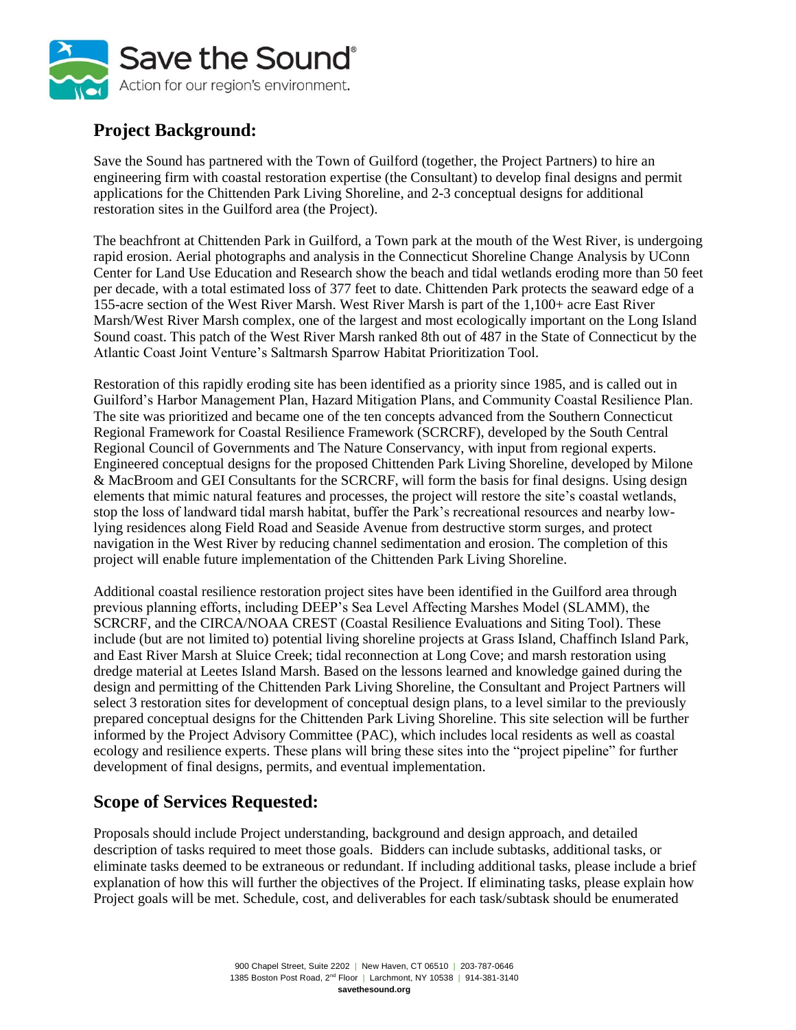## Project Background:

Save the Sound has partnered with the Town of Guilford (together, the Project Partners) to hire an engineering firm with coastal restoration expertise (the Consultant) to develop final designs and permit applications for the Chittenden Park Living Shoreline, and 2-3 conceptual designs for additional restoration sites in the Guilford area (the Project).

The beachfront at Chittenden Park in Guilford, a Town park at the mouth of the West River, is undergoing rapid erosion. Aerial photographs and analysis in the Connecticut Shoreline Change Analysis by UConn Center for Land Use Education and Research show the beach and tidal wetlands eroding more than 50 feet per decade, with a total estimated loss of 377 feet to date. Chittenden Park protects the seaward edge of a 155-acre section of the West River Marsh. West River Marsh is part of the 1,100+ acre East River Marsh/West River Marsh complex, one of the largest and most ecologically important on the Long Island Sound coast. This patch of the West River Marsh ranked 8th out of 487 in the State of Connecticut by the Atlantic Coast Joint Venture's Saltmarsh Sparrow Habitat Prioritization Tool.

Restoration of this rapidly eroding site has been identified as a priority since 1985, and is called out in Guilford's Harbor Management Plan, Hazard Mitigation Plans, and Community Coastal Resilience Plan. The site was prioritized and became one of the ten concepts advanced from the Southern Connecticut Regional Framework for Coastal Resilience Framework (SCRCRF), developed by the South Central Regional Council of Governments and The Nature Conservancy, with input from regional experts. Engineered conceptual designs for the proposed Chittenden Park Living Shoreline, developed by Milone & MacBroom and GEI Consultants for the SCRCRF, will form the basis for final designs. Using design elements that mimic natural features and processes, the project will restore the site's coastal wetlands, stop the loss of landward tidal marsh habitat, buffer the Park's recreational resources and nearby low-lying residences along Field Road and Seaside Avenue from destructive storm surges, and protect navigation in the West River by reducing channel sedimentation and erosion. The completion of this project will enable future implementation of the Chittenden Park Living Shoreline.

Additional coastal resilience restoration project sites have been identified in the Guilford area through previous planning efforts, including DEEP's Sea Level Affecting Marshes Model (SLAMM), the SCRCRF, and the CIRCA/NOAA CREST (Coastal Resilience Evaluations and Siting Tool). These include (but are not limited to) potential living shoreline projects at Grass Island, Chaffinch Island Park, and East River Marsh at Sluice Creek; tidal reconnection at Long Cove; and marsh restoration using dredge material at Leetes Island Marsh. Based on the lessons learned and knowledge gained during the design and permitting of the Chittenden Park Living Shoreline, the Consultant and Project Partners will select 3 restoration sites for development of conceptual design plans, to a level similar to the previously prepared conceptual designs for the Chittenden Park Living Shoreline. This site selection will be further informed by the Project Advisory Committee (PAC), which includes local residents as well as coastal ecology and resilience experts. These plans will bring these sites into the "project pipeline" for further development of final designs, permits, and eventual implementation.

## Scope of Services Requested:

Proposals should include Project understanding, background and design approach, and detailed description of tasks required to meet those goals. Bidders can include subtasks, additional tasks, or eliminate tasks deemed to be extraneous or redundant. If including additional tasks, please include a brief explanation of how this will further the objectives of the Project. If eliminating tasks, please explain how Project goals will be met. Schedule, cost, and deliverables for each task/subtask should be enumerated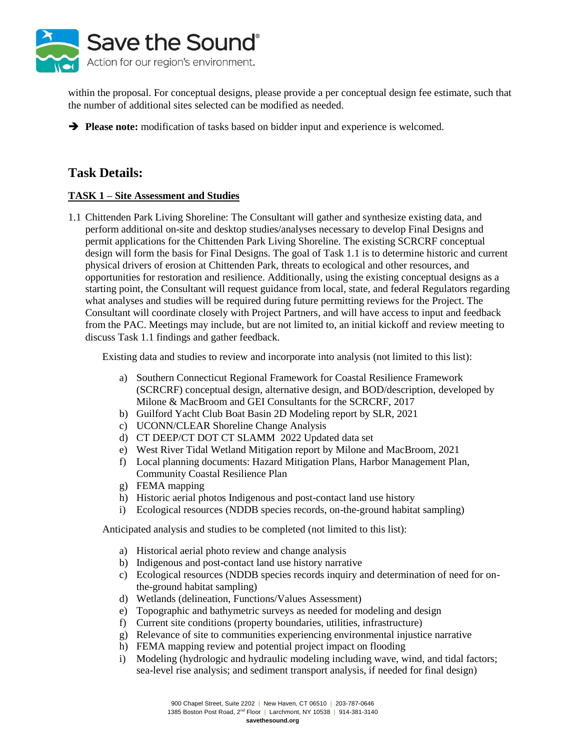within the proposal. For conceptual designs, please provide a per conceptual design fee estimate, such that the number of additional sites selected can be modified as needed.

➔ **Please note:** modification of tasks based on bidder input and experience is welcomed.

## Task Details:

### TASK 1 – Site Assessment and Studies

1.1 Chittenden Park Living Shoreline: The Consultant will gather and synthesize existing data, and perform additional on-site and desktop studies/analyses necessary to develop Final Designs and permit applications for the Chittenden Park Living Shoreline. The existing SCRCRF conceptual design will form the basis for Final Designs. The goal of Task 1.1 is to determine historic and current physical drivers of erosion at Chittenden Park, threats to ecological and other resources, and opportunities for restoration and resilience. Additionally, using the existing conceptual designs as a starting point, the Consultant will request guidance from local, state, and federal Regulators regarding what analyses and studies will be required during future permitting reviews for the Project. The Consultant will coordinate closely with Project Partners, and will have access to input and feedback from the PAC. Meetings may include, but are not limited to, an initial kickoff and review meeting to discuss Task 1.1 findings and gather feedback.

Existing data and studies to review and incorporate into analysis (not limited to this list):

a) Southern Connecticut Regional Framework for Coastal Resilience Framework (SCRCRF) conceptual design, alternative design, and BOD/description, developed by Milone & MacBroom and GEI Consultants for the SCRCRF, 2017
b) Guilford Yacht Club Boat Basin 2D Modeling report by SLR, 2021
c) UCONN/CLEAR Shoreline Change Analysis
d) CT DEEP/CT DOT CT SLAMM 2022 Updated data set
e) West River Tidal Wetland Mitigation report by Milone and MacBroom, 2021
f) Local planning documents: Hazard Mitigation Plans, Harbor Management Plan, Community Coastal Resilience Plan
g) FEMA mapping
h) Historic aerial photos Indigenous and post-contact land use history
i) Ecological resources (NDDB species records, on-the-ground habitat sampling)

Anticipated analysis and studies to be completed (not limited to this list):

a) Historical aerial photo review and change analysis
b) Indigenous and post-contact land use history narrative
c) Ecological resources (NDDB species records inquiry and determination of need for on-the-ground habitat sampling)
d) Wetlands (delineation, Functions/Values Assessment)
e) Topographic and bathymetric surveys as needed for modeling and design
f) Current site conditions (property boundaries, utilities, infrastructure)
g) Relevance of site to communities experiencing environmental injustice narrative
h) FEMA mapping review and potential project impact on flooding
i) Modeling (hydrologic and hydraulic modeling including wave, wind, and tidal factors; sea-level rise analysis; and sediment transport analysis, if needed for final design)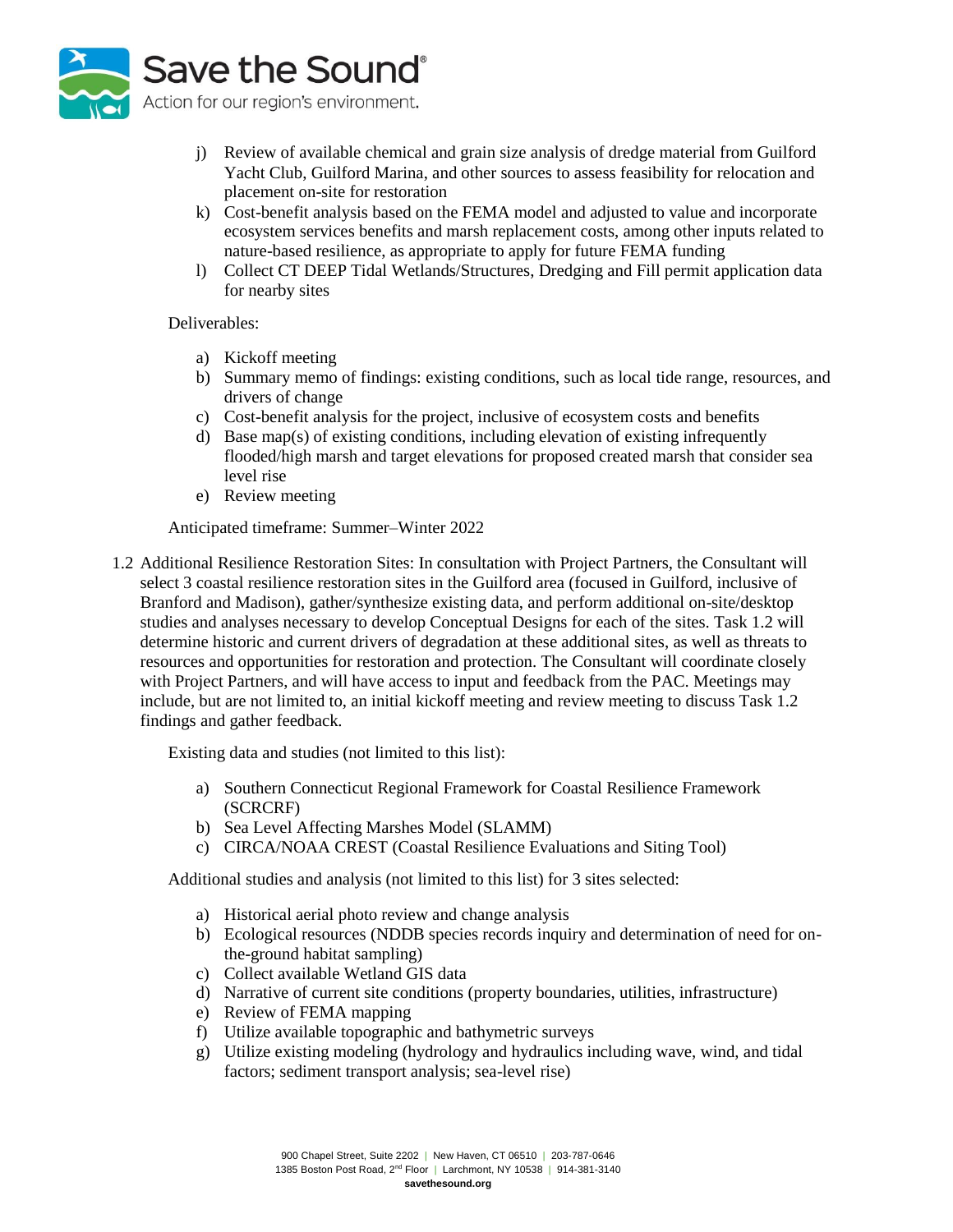j) Review of available chemical and grain size analysis of dredge material from Guilford Yacht Club, Guilford Marina, and other sources to assess feasibility for relocation and placement on-site for restoration
k) Cost-benefit analysis based on the FEMA model and adjusted to value and incorporate ecosystem services benefits and marsh replacement costs, among other inputs related to nature-based resilience, as appropriate to apply for future FEMA funding
l) Collect CT DEEP Tidal Wetlands/Structures, Dredging and Fill permit application data for nearby sites

Deliverables:

a) Kickoff meeting
b) Summary memo of findings: existing conditions, such as local tide range, resources, and drivers of change
c) Cost-benefit analysis for the project, inclusive of ecosystem costs and benefits
d) Base map(s) of existing conditions, including elevation of existing infrequently flooded/high marsh and target elevations for proposed created marsh that consider sea level rise
e) Review meeting

Anticipated timeframe: Summer–Winter 2022

1.2 Additional Resilience Restoration Sites: In consultation with Project Partners, the Consultant will select 3 coastal resilience restoration sites in the Guilford area (focused in Guilford, inclusive of Branford and Madison), gather/synthesize existing data, and perform additional on-site/desktop studies and analyses necessary to develop Conceptual Designs for each of the sites. Task 1.2 will determine historic and current drivers of degradation at these additional sites, as well as threats to resources and opportunities for restoration and protection. The Consultant will coordinate closely with Project Partners, and will have access to input and feedback from the PAC. Meetings may include, but are not limited to, an initial kickoff meeting and review meeting to discuss Task 1.2 findings and gather feedback.

Existing data and studies (not limited to this list):

a) Southern Connecticut Regional Framework for Coastal Resilience Framework (SCRCRF)
b) Sea Level Affecting Marshes Model (SLAMM)
c) CIRCA/NOAA CREST (Coastal Resilience Evaluations and Siting Tool)

Additional studies and analysis (not limited to this list) for 3 sites selected:

a) Historical aerial photo review and change analysis
b) Ecological resources (NDDB species records inquiry and determination of need for on-the-ground habitat sampling)
c) Collect available Wetland GIS data
d) Narrative of current site conditions (property boundaries, utilities, infrastructure)
e) Review of FEMA mapping
f) Utilize available topographic and bathymetric surveys
g) Utilize existing modeling (hydrology and hydraulics including wave, wind, and tidal factors; sediment transport analysis; sea-level rise)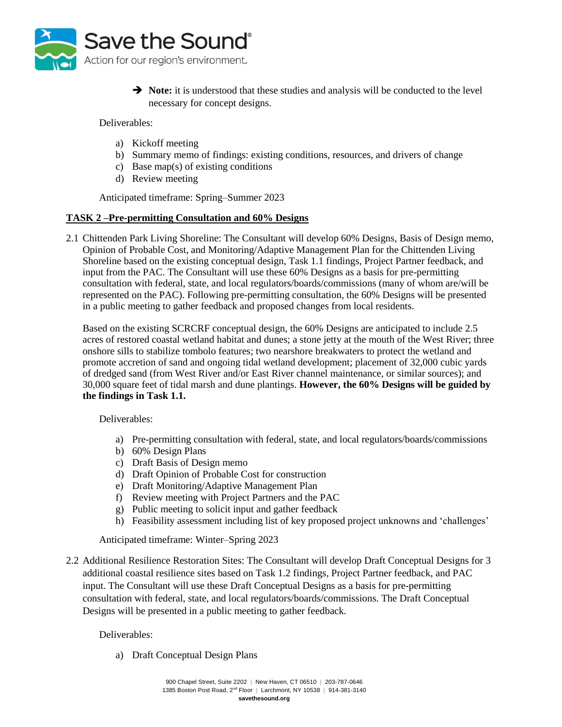➔ **Note:** it is understood that these studies and analysis will be conducted to the level necessary for concept designs.

Deliverables:

a) Kickoff meeting
b) Summary memo of findings: existing conditions, resources, and drivers of change
c) Base map(s) of existing conditions
d) Review meeting

Anticipated timeframe: Spring–Summer 2023

## TASK 2 –Pre-permitting Consultation and 60% Designs

2.1 Chittenden Park Living Shoreline: The Consultant will develop 60% Designs, Basis of Design memo, Opinion of Probable Cost, and Monitoring/Adaptive Management Plan for the Chittenden Living Shoreline based on the existing conceptual design, Task 1.1 findings, Project Partner feedback, and input from the PAC. The Consultant will use these 60% Designs as a basis for pre-permitting consultation with federal, state, and local regulators/boards/commissions (many of whom are/will be represented on the PAC). Following pre-permitting consultation, the 60% Designs will be presented in a public meeting to gather feedback and proposed changes from local residents.

Based on the existing SCRCRF conceptual design, the 60% Designs are anticipated to include 2.5 acres of restored coastal wetland habitat and dunes; a stone jetty at the mouth of the West River; three onshore sills to stabilize tombolo features; two nearshore breakwaters to protect the wetland and promote accretion of sand and ongoing tidal wetland development; placement of 32,000 cubic yards of dredged sand (from West River and/or East River channel maintenance, or similar sources); and 30,000 square feet of tidal marsh and dune plantings. **However, the 60% Designs will be guided by the findings in Task 1.1.**

Deliverables:

a) Pre-permitting consultation with federal, state, and local regulators/boards/commissions
b) 60% Design Plans
c) Draft Basis of Design memo
d) Draft Opinion of Probable Cost for construction
e) Draft Monitoring/Adaptive Management Plan
f) Review meeting with Project Partners and the PAC
g) Public meeting to solicit input and gather feedback
h) Feasibility assessment including list of key proposed project unknowns and 'challenges'

Anticipated timeframe: Winter–Spring 2023

2.2 Additional Resilience Restoration Sites: The Consultant will develop Draft Conceptual Designs for 3 additional coastal resilience sites based on Task 1.2 findings, Project Partner feedback, and PAC input. The Consultant will use these Draft Conceptual Designs as a basis for pre-permitting consultation with federal, state, and local regulators/boards/commissions. The Draft Conceptual Designs will be presented in a public meeting to gather feedback.

Deliverables:

a) Draft Conceptual Design Plans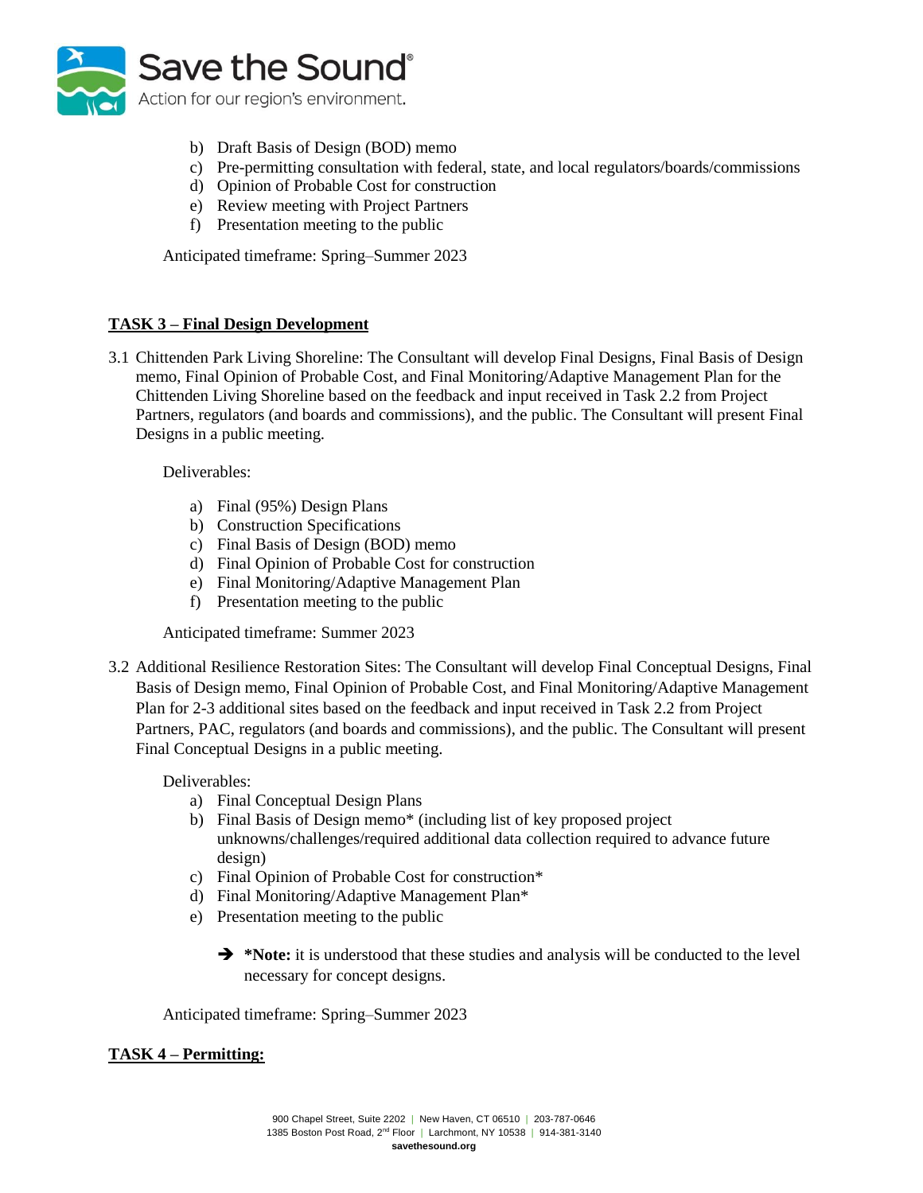b) Draft Basis of Design (BOD) memo
c) Pre-permitting consultation with federal, state, and local regulators/boards/commissions
d) Opinion of Probable Cost for construction
e) Review meeting with Project Partners
f) Presentation meeting to the public

Anticipated timeframe: Spring–Summer 2023

**TASK 3 – Final Design Development**

3.1 Chittenden Park Living Shoreline: The Consultant will develop Final Designs, Final Basis of Design memo, Final Opinion of Probable Cost, and Final Monitoring/Adaptive Management Plan for the Chittenden Living Shoreline based on the feedback and input received in Task 2.2 from Project Partners, regulators (and boards and commissions), and the public. The Consultant will present Final Designs in a public meeting.

Deliverables:

a) Final (95%) Design Plans
b) Construction Specifications
c) Final Basis of Design (BOD) memo
d) Final Opinion of Probable Cost for construction
e) Final Monitoring/Adaptive Management Plan
f) Presentation meeting to the public

Anticipated timeframe: Summer 2023

3.2 Additional Resilience Restoration Sites: The Consultant will develop Final Conceptual Designs, Final Basis of Design memo, Final Opinion of Probable Cost, and Final Monitoring/Adaptive Management Plan for 2-3 additional sites based on the feedback and input received in Task 2.2 from Project Partners, PAC, regulators (and boards and commissions), and the public. The Consultant will present Final Conceptual Designs in a public meeting.

Deliverables:

a) Final Conceptual Design Plans
b) Final Basis of Design memo* (including list of key proposed project unknowns/challenges/required additional data collection required to advance future design)
c) Final Opinion of Probable Cost for construction*
d) Final Monitoring/Adaptive Management Plan*
e) Presentation meeting to the public

➔ ***Note:** it is understood that these studies and analysis will be conducted to the level necessary for concept designs.

Anticipated timeframe: Spring–Summer 2023

**TASK 4 – Permitting:**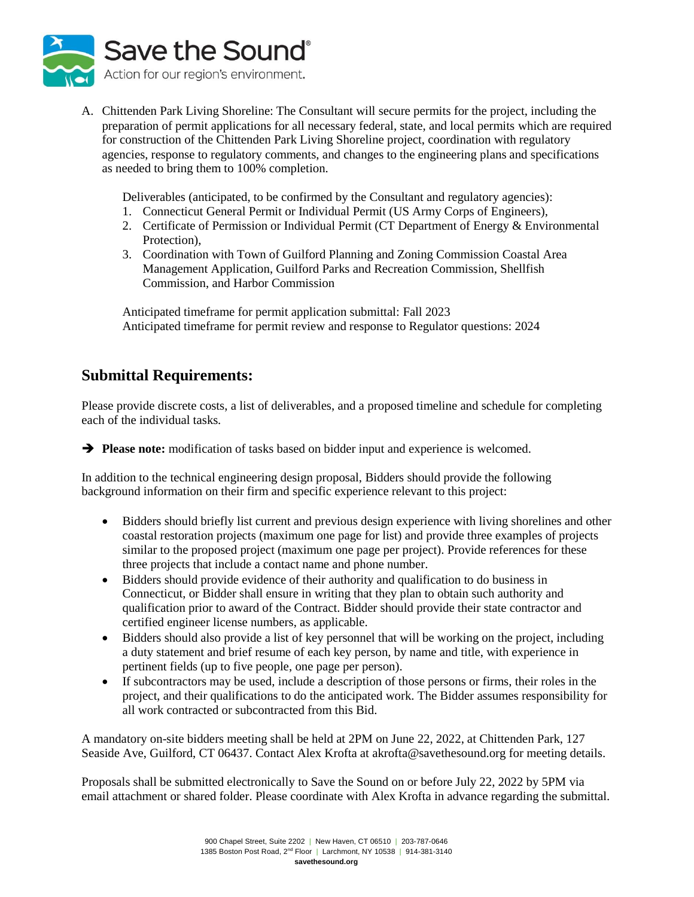A. Chittenden Park Living Shoreline: The Consultant will secure permits for the project, including the preparation of permit applications for all necessary federal, state, and local permits which are required for construction of the Chittenden Park Living Shoreline project, coordination with regulatory agencies, response to regulatory comments, and changes to the engineering plans and specifications as needed to bring them to 100% completion.

   Deliverables (anticipated, to be confirmed by the Consultant and regulatory agencies):
   1. Connecticut General Permit or Individual Permit (US Army Corps of Engineers),
   2. Certificate of Permission or Individual Permit (CT Department of Energy & Environmental Protection),
   3. Coordination with Town of Guilford Planning and Zoning Commission Coastal Area Management Application, Guilford Parks and Recreation Commission, Shellfish Commission, and Harbor Commission

   Anticipated timeframe for permit application submittal: Fall 2023
   Anticipated timeframe for permit review and response to Regulator questions: 2024

## Submittal Requirements:

Please provide discrete costs, a list of deliverables, and a proposed timeline and schedule for completing each of the individual tasks.

➔ **Please note:** modification of tasks based on bidder input and experience is welcomed.

In addition to the technical engineering design proposal, Bidders should provide the following background information on their firm and specific experience relevant to this project:

- Bidders should briefly list current and previous design experience with living shorelines and other coastal restoration projects (maximum one page for list) and provide three examples of projects similar to the proposed project (maximum one page per project). Provide references for these three projects that include a contact name and phone number.
- Bidders should provide evidence of their authority and qualification to do business in Connecticut, or Bidder shall ensure in writing that they plan to obtain such authority and qualification prior to award of the Contract. Bidder should provide their state contractor and certified engineer license numbers, as applicable.
- Bidders should also provide a list of key personnel that will be working on the project, including a duty statement and brief resume of each key person, by name and title, with experience in pertinent fields (up to five people, one page per person).
- If subcontractors may be used, include a description of those persons or firms, their roles in the project, and their qualifications to do the anticipated work. The Bidder assumes responsibility for all work contracted or subcontracted from this Bid.

A mandatory on-site bidders meeting shall be held at 2PM on June 22, 2022, at Chittenden Park, 127 Seaside Ave, Guilford, CT 06437. Contact Alex Krofta at akrofta@savethesound.org for meeting details.

Proposals shall be submitted electronically to Save the Sound on or before July 22, 2022 by 5PM via email attachment or shared folder. Please coordinate with Alex Krofta in advance regarding the submittal.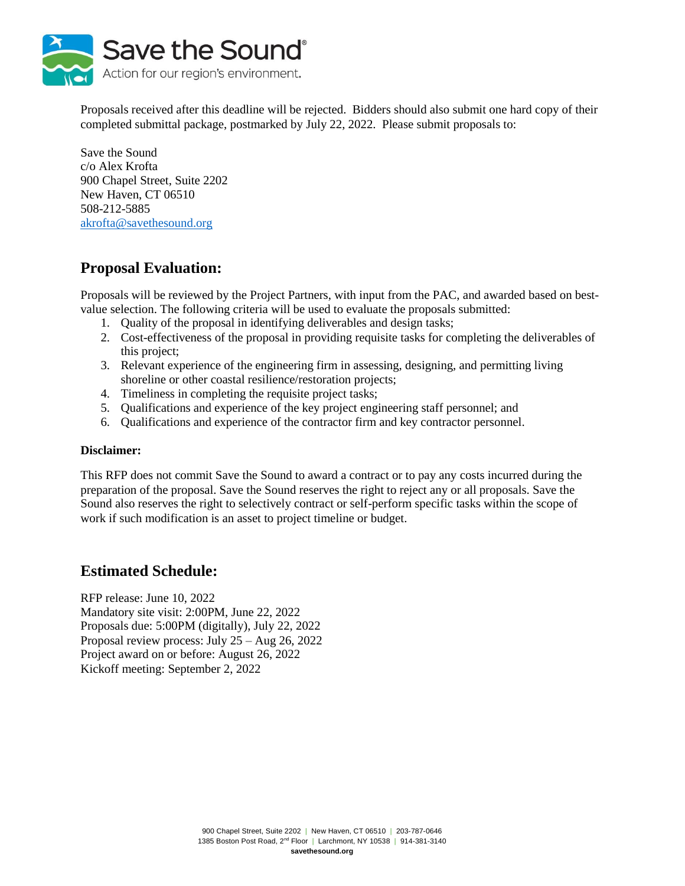Proposals received after this deadline will be rejected. Bidders should also submit one hard copy of their completed submittal package, postmarked by July 22, 2022. Please submit proposals to:

Save the Sound
c/o Alex Krofta
900 Chapel Street, Suite 2202
New Haven, CT 06510
508-212-5885
akrofta@savethesound.org

## Proposal Evaluation:

Proposals will be reviewed by the Project Partners, with input from the PAC, and awarded based on best-value selection. The following criteria will be used to evaluate the proposals submitted:

1. Quality of the proposal in identifying deliverables and design tasks;
2. Cost-effectiveness of the proposal in providing requisite tasks for completing the deliverables of this project;
3. Relevant experience of the engineering firm in assessing, designing, and permitting living shoreline or other coastal resilience/restoration projects;
4. Timeliness in completing the requisite project tasks;
5. Qualifications and experience of the key project engineering staff personnel; and
6. Qualifications and experience of the contractor firm and key contractor personnel.

**Disclaimer:**

This RFP does not commit Save the Sound to award a contract or to pay any costs incurred during the preparation of the proposal. Save the Sound reserves the right to reject any or all proposals. Save the Sound also reserves the right to selectively contract or self-perform specific tasks within the scope of work if such modification is an asset to project timeline or budget.

## Estimated Schedule:

RFP release: June 10, 2022
Mandatory site visit: 2:00PM, June 22, 2022
Proposals due: 5:00PM (digitally), July 22, 2022
Proposal review process: July 25 – Aug 26, 2022
Project award on or before: August 26, 2022
Kickoff meeting: September 2, 2022